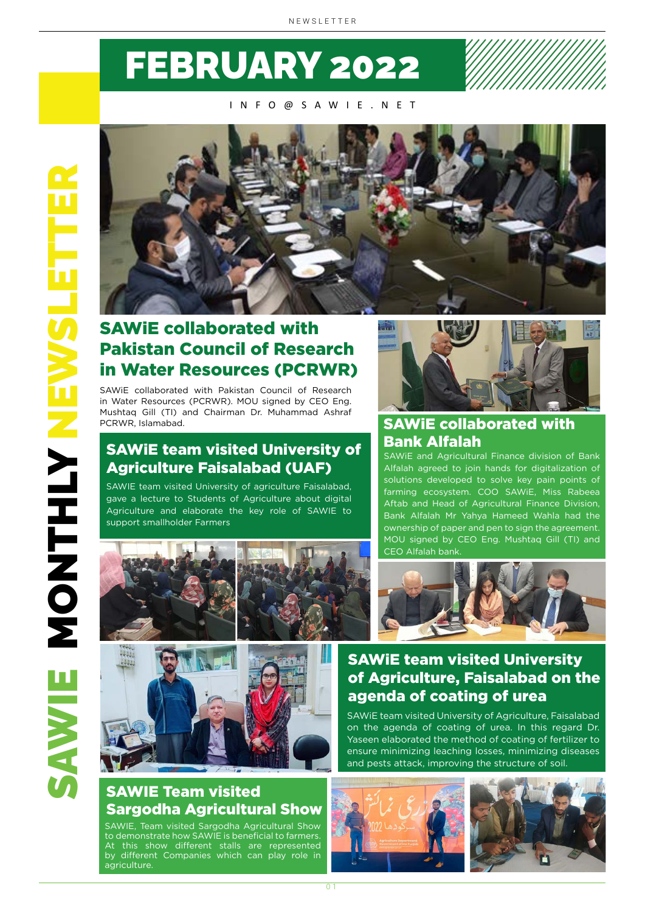# FEBRUARY 2022

INFO@SAWIE.NET

SAWIE MONTHLY NEWSLETTER

## SAWiE collaborated with Pakistan Council of Research in Water Resources (PCRWR)

SAWiE collaborated with Pakistan Council of Research in Water Resources (PCRWR). MOU signed by CEO Eng. Mushtaq Gill (TI) and Chairman Dr. Muhammad Ashraf PCRWR, Islamabad.

## SAWiE collaborated with Bank Alfalah

SAWiE and Agricultural Finance division of Bank Alfalah agreed to join hands for digitalization of solutions developed to solve key pain points of farming ecosystem. COO SAWiE, Miss Rabeea Aftab and Head of Agricultural Finance Division, Bank Alfalah Mr Yahya Hameed Wahla had the ownership of paper and pen to sign the agreement. MOU signed by CEO Eng. Mushtaq Gill (TI) and CEO Alfalah bank.

## SAWiE team visited University of Agriculture Faisalabad (UAF)

SAWIE team visited University of agriculture Faisalabad, gave a lecture to Students of Agriculture about digital Agriculture and elaborate the key role of SAWIE to support smallholder Farmers

## SAWiE team visited University of Agriculture, Faisalabad on the agenda of coating of urea

SAWiE team visited University of Agriculture, Faisalabad on the agenda of coating of urea. In this regard Dr. Yaseen elaborated the method of coating of fertilizer to ensure minimizing leaching losses, minimizing diseases and pests attack, improving the structure of soil.

## SAWIE Team visited Sargodha Agricultural Show

SAWIE, Team visited Sargodha Agricultural Show to demonstrate how SAWIE is beneficial to farmers. At this show different stalls are represented by different Companies which can play role in agriculture.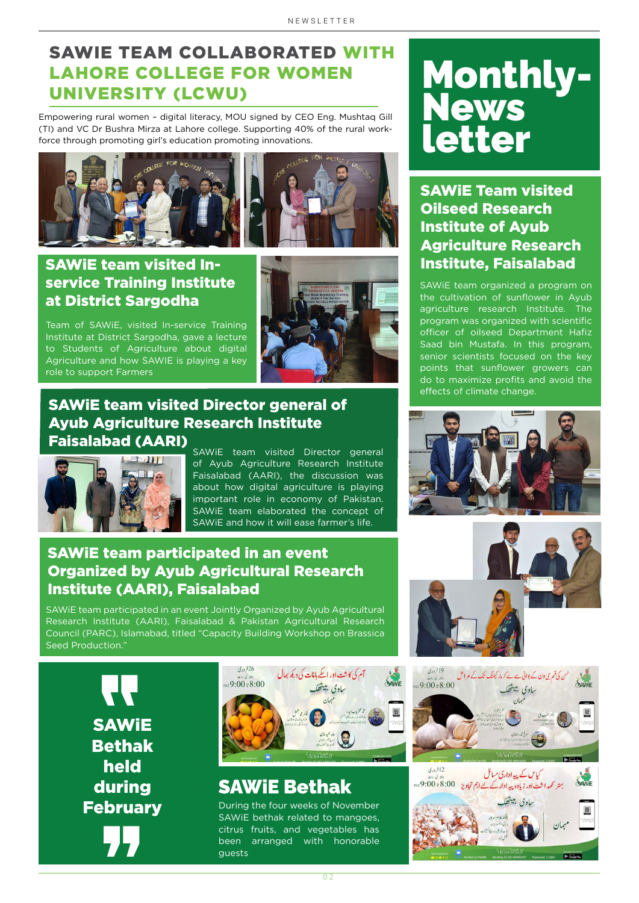# Monthly-News letter

## SAWIE TEAM COLLABORATED WITH LAHORE COLLEGE FOR WOMEN UNIVERSITY (LCWU)

Empowering rural women – digital literacy, MOU signed by CEO Eng. Mushtaq Gill (TI) and VC Dr Bushra Mirza at Lahore college. Supporting 40% of the rural work-force through promoting girl's education promoting innovations.

## SAWiE team visited In-service Training Institute at District Sargodha

Team of SAWiE, visited In-service Training Institute at District Sargodha, gave a lecture to Students of Agriculture about digital Agriculture and how SAWIE is playing a key role to support Farmers

## SAWiE team visited Director general of Ayub Agriculture Research Institute Faisalabad (AARI)

SAWiE team visited Director general of Ayub Agriculture Research Institute Faisalabad (AARI), the discussion was about how digital agriculture is playing important role in economy of Pakistan. SAWiE team elaborated the concept of SAWiE and how it will ease farmer's life.

## SAWiE team participated in an event Organized by Ayub Agricultural Research Institute (AARI), Faisalabad

SAWiE team participated in an event Jointly Organized by Ayub Agricultural Research Institute (AARI), Faisalabad & Pakistan Agricultural Research Council (PARC), Islamabad, titled "Capacity Building Workshop on Brassica Seed Production."

## SAWiE Team visited Oilseed Research Institute of Ayub Agriculture Research Institute, Faisalabad

SAWiE team organized a program on the cultivation of sunflower in Ayub agriculture research Institute. The program was organized with scientific officer of oilseed Department Hafiz Saad bin Mustafa. In this program, senior scientists focused on the key points that sunflower growers can do to maximize profits and avoid the effects of climate change.

## SAWiE Bethak held during February

## SAWiE Bethak

During the four weeks of November SAWiE bethak related to mangoes, citrus fruits, and vegetables has been arranged with honorable guests